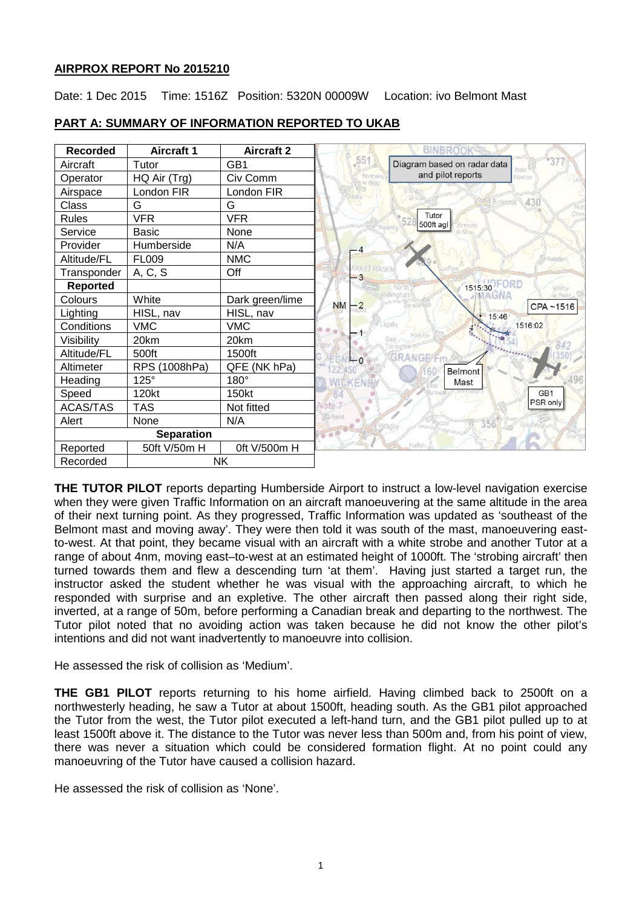## AIRPROX REPORT No 2015210

Date: 1 Dec 2015 Time: 1516Z Position: 5320N 00009W Location: ivo Belmont Mast

## PART A: SUMMARY OF INFORMATION REPORTED TO UKAB

| Recorded | Aircraft 1 | Aircraft 2 |
|---|---|---|
| Aircraft | Tutor | GB1 |
| Operator | HQ Air (Trg) | Civ Comm |
| Airspace | London FIR | London FIR |
| Class | G | G |
| Rules | VFR | VFR |
| Service | Basic | None |
| Provider | Humberside | N/A |
| Altitude/FL | FL009 | NMC |
| Transponder | A, C, S | Off |
| **Reported** | | |
| Colours | White | Dark green/lime |
| Lighting | HISL, nav | HISL, nav |
| Conditions | VMC | VMC |
| Visibility | 20km | 20km |
| Altitude/FL | 500ft | 1500ft |
| Altimeter | RPS (1008hPa) | QFE (NK hPa) |
| Heading | 125° | 180° |
| Speed | 120kt | 150kt |
| ACAS/TAS | TAS | Not fitted |
| Alert | None | N/A |
| **Separation** | | |
| Reported | 50ft V/50m H | 0ft V/500m H |
| Recorded | NK | |

Diagram based on radar data and pilot reports

Tutor 500ft agl

1515:30

CPA ~1516

15:46

1516:02

Belmont Mast

GB1 PSR only

NM 0 1 2 3 4

**THE TUTOR PILOT** reports departing Humberside Airport to instruct a low-level navigation exercise when they were given Traffic Information on an aircraft manoeuvering at the same altitude in the area of their next turning point. As they progressed, Traffic Information was updated as 'southeast of the Belmont mast and moving away'. They were then told it was south of the mast, manoeuvering east-to-west. At that point, they became visual with an aircraft with a white strobe and another Tutor at a range of about 4nm, moving east–to-west at an estimated height of 1000ft. The 'strobing aircraft' then turned towards them and flew a descending turn 'at them'. Having just started a target run, the instructor asked the student whether he was visual with the approaching aircraft, to which he responded with surprise and an expletive. The other aircraft then passed along their right side, inverted, at a range of 50m, before performing a Canadian break and departing to the northwest. The Tutor pilot noted that no avoiding action was taken because he did not know the other pilot's intentions and did not want inadvertently to manoeuvre into collision.

He assessed the risk of collision as 'Medium'.

**THE GB1 PILOT** reports returning to his home airfield. Having climbed back to 2500ft on a northwesterly heading, he saw a Tutor at about 1500ft, heading south. As the GB1 pilot approached the Tutor from the west, the Tutor pilot executed a left-hand turn, and the GB1 pilot pulled up to at least 1500ft above it. The distance to the Tutor was never less than 500m and, from his point of view, there was never a situation which could be considered formation flight. At no point could any manoeuvring of the Tutor have caused a collision hazard.

He assessed the risk of collision as 'None'.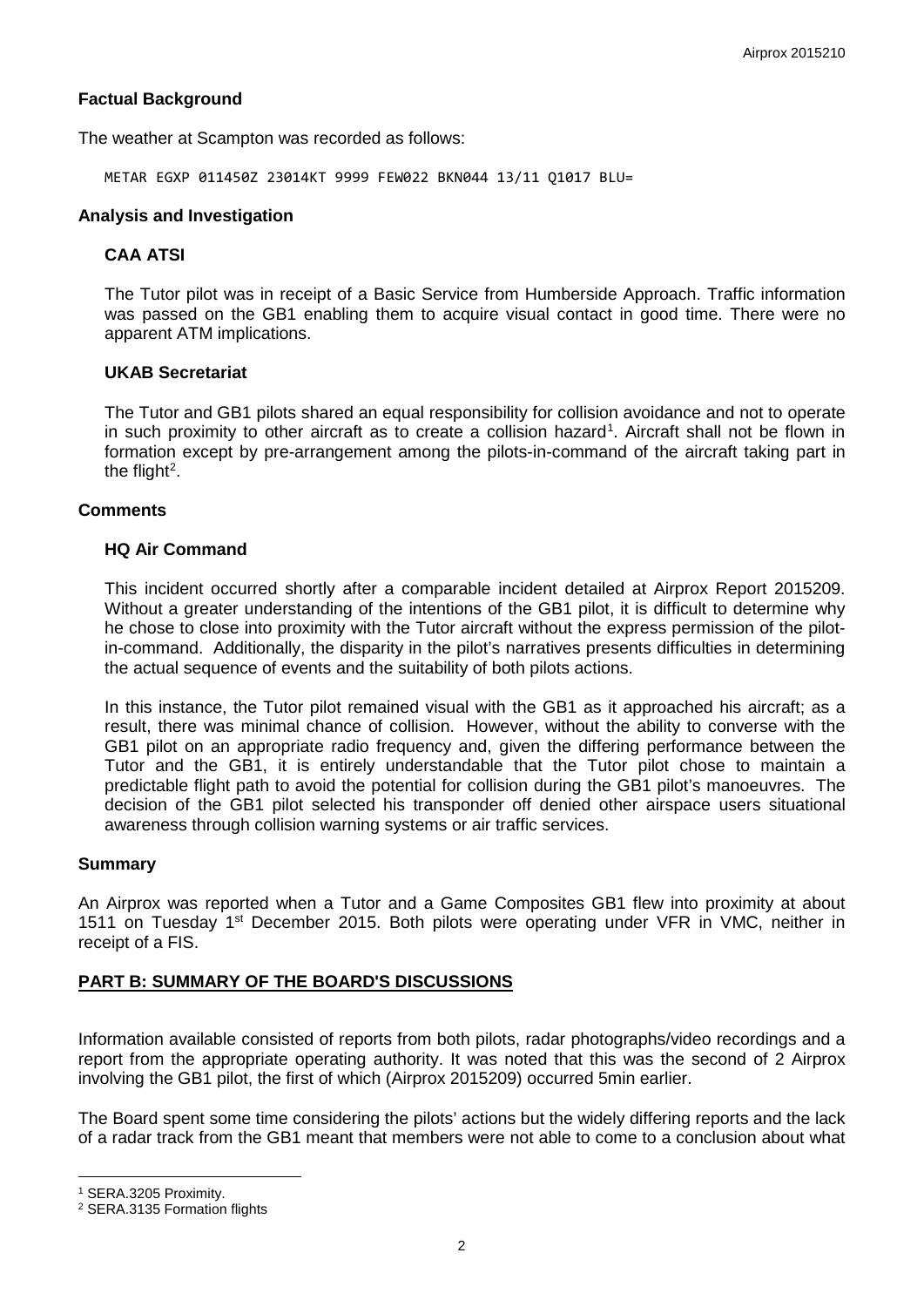## Factual Background

The weather at Scampton was recorded as follows:

```
METAR EGXP 011450Z 23014KT 9999 FEW022 BKN044 13/11 Q1017 BLU=
```

## Analysis and Investigation

### CAA ATSI

The Tutor pilot was in receipt of a Basic Service from Humberside Approach. Traffic information was passed on the GB1 enabling them to acquire visual contact in good time. There were no apparent ATM implications.

### UKAB Secretariat

The Tutor and GB1 pilots shared an equal responsibility for collision avoidance and not to operate in such proximity to other aircraft as to create a collision hazard[1]. Aircraft shall not be flown in formation except by pre-arrangement among the pilots-in-command of the aircraft taking part in the flight[2].

## Comments

### HQ Air Command

This incident occurred shortly after a comparable incident detailed at Airprox Report 2015209. Without a greater understanding of the intentions of the GB1 pilot, it is difficult to determine why he chose to close into proximity with the Tutor aircraft without the express permission of the pilot-in-command. Additionally, the disparity in the pilot's narratives presents difficulties in determining the actual sequence of events and the suitability of both pilots actions.

In this instance, the Tutor pilot remained visual with the GB1 as it approached his aircraft; as a result, there was minimal chance of collision. However, without the ability to converse with the GB1 pilot on an appropriate radio frequency and, given the differing performance between the Tutor and the GB1, it is entirely understandable that the Tutor pilot chose to maintain a predictable flight path to avoid the potential for collision during the GB1 pilot's manoeuvres. The decision of the GB1 pilot selected his transponder off denied other airspace users situational awareness through collision warning systems or air traffic services.

## Summary

An Airprox was reported when a Tutor and a Game Composites GB1 flew into proximity at about 1511 on Tuesday 1st December 2015. Both pilots were operating under VFR in VMC, neither in receipt of a FIS.

## PART B: SUMMARY OF THE BOARD'S DISCUSSIONS

Information available consisted of reports from both pilots, radar photographs/video recordings and a report from the appropriate operating authority. It was noted that this was the second of 2 Airprox involving the GB1 pilot, the first of which (Airprox 2015209) occurred 5min earlier.

The Board spent some time considering the pilots' actions but the widely differing reports and the lack of a radar track from the GB1 meant that members were not able to come to a conclusion about what

[1] SERA.3205 Proximity.

[2] SERA.3135 Formation flights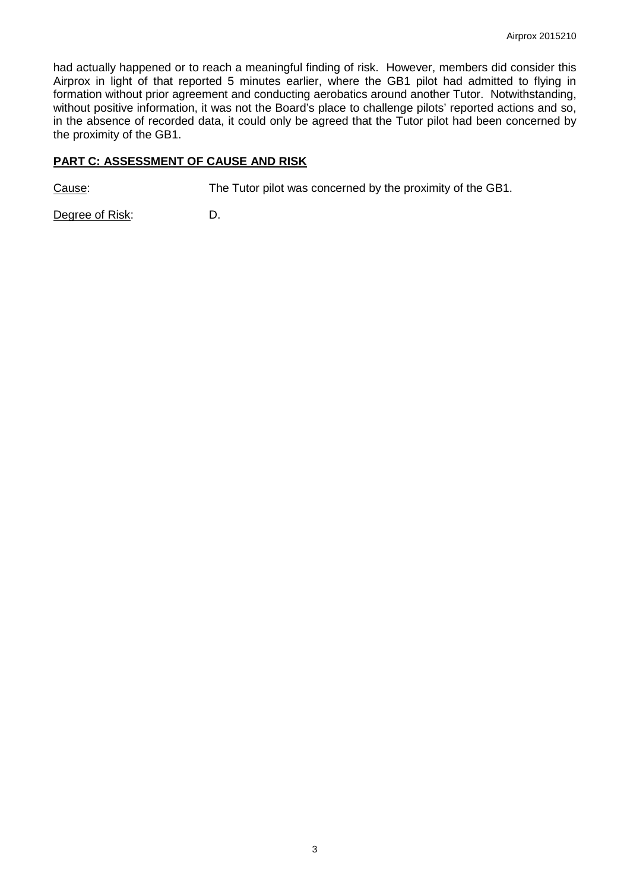had actually happened or to reach a meaningful finding of risk. However, members did consider this Airprox in light of that reported 5 minutes earlier, where the GB1 pilot had admitted to flying in formation without prior agreement and conducting aerobatics around another Tutor. Notwithstanding, without positive information, it was not the Board's place to challenge pilots' reported actions and so, in the absence of recorded data, it could only be agreed that the Tutor pilot had been concerned by the proximity of the GB1.

## PART C: ASSESSMENT OF CAUSE AND RISK

Cause: The Tutor pilot was concerned by the proximity of the GB1.

Degree of Risk: D.